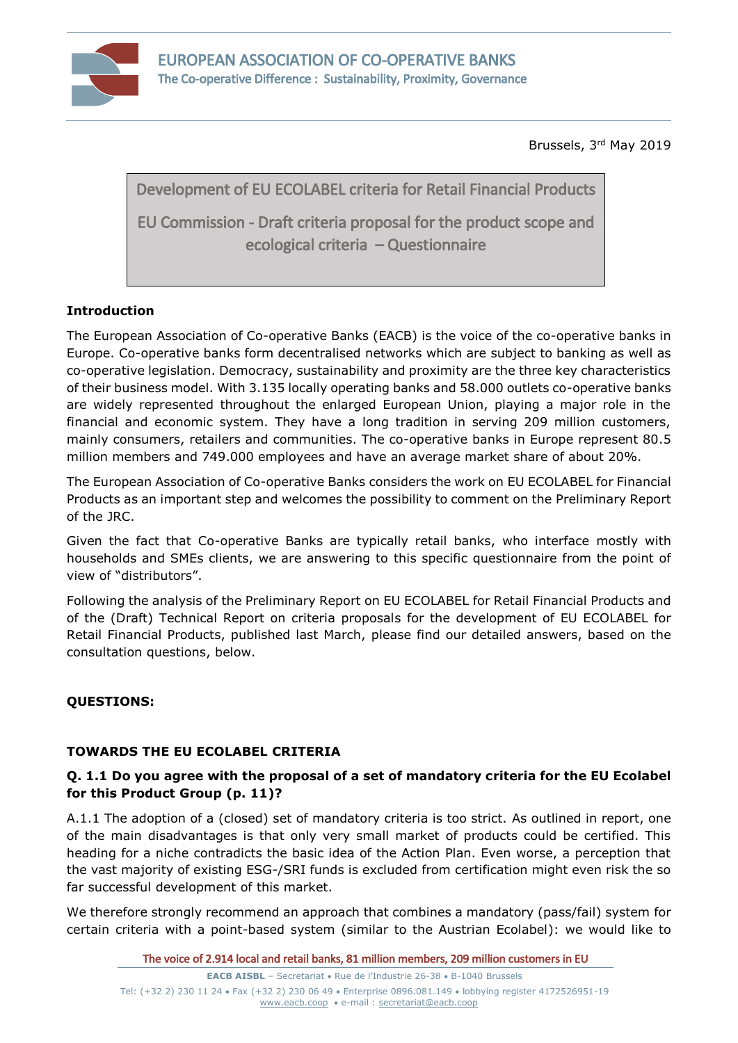# EUROPEAN ASSOCIATION OF CO-OPERATIVE BANKS

The Co-operative Difference : Sustainability, Proximity, Governance

Brussels, 3rd May 2019

**Development of EU ECOLABEL criteria for Retail Financial Products**

**EU Commission - Draft criteria proposal for the product scope and ecological criteria – Questionnaire**

## Introduction

The European Association of Co-operative Banks (EACB) is the voice of the co-operative banks in Europe. Co-operative banks form decentralised networks which are subject to banking as well as co-operative legislation. Democracy, sustainability and proximity are the three key characteristics of their business model. With 3.135 locally operating banks and 58.000 outlets co-operative banks are widely represented throughout the enlarged European Union, playing a major role in the financial and economic system. They have a long tradition in serving 209 million customers, mainly consumers, retailers and communities. The co-operative banks in Europe represent 80.5 million members and 749.000 employees and have an average market share of about 20%.

The European Association of Co-operative Banks considers the work on EU ECOLABEL for Financial Products as an important step and welcomes the possibility to comment on the Preliminary Report of the JRC.

Given the fact that Co-operative Banks are typically retail banks, who interface mostly with households and SMEs clients, we are answering to this specific questionnaire from the point of view of "distributors".

Following the analysis of the Preliminary Report on EU ECOLABEL for Retail Financial Products and of the (Draft) Technical Report on criteria proposals for the development of EU ECOLABEL for Retail Financial Products, published last March, please find our detailed answers, based on the consultation questions, below.

## QUESTIONS:

### TOWARDS THE EU ECOLABEL CRITERIA

**Q. 1.1 Do you agree with the proposal of a set of mandatory criteria for the EU Ecolabel for this Product Group (p. 11)?**

A.1.1 The adoption of a (closed) set of mandatory criteria is too strict. As outlined in report, one of the main disadvantages is that only very small market of products could be certified. This heading for a niche contradicts the basic idea of the Action Plan. Even worse, a perception that the vast majority of existing ESG-/SRI funds is excluded from certification might even risk the so far successful development of this market.

We therefore strongly recommend an approach that combines a mandatory (pass/fail) system for certain criteria with a point-based system (similar to the Austrian Ecolabel): we would like to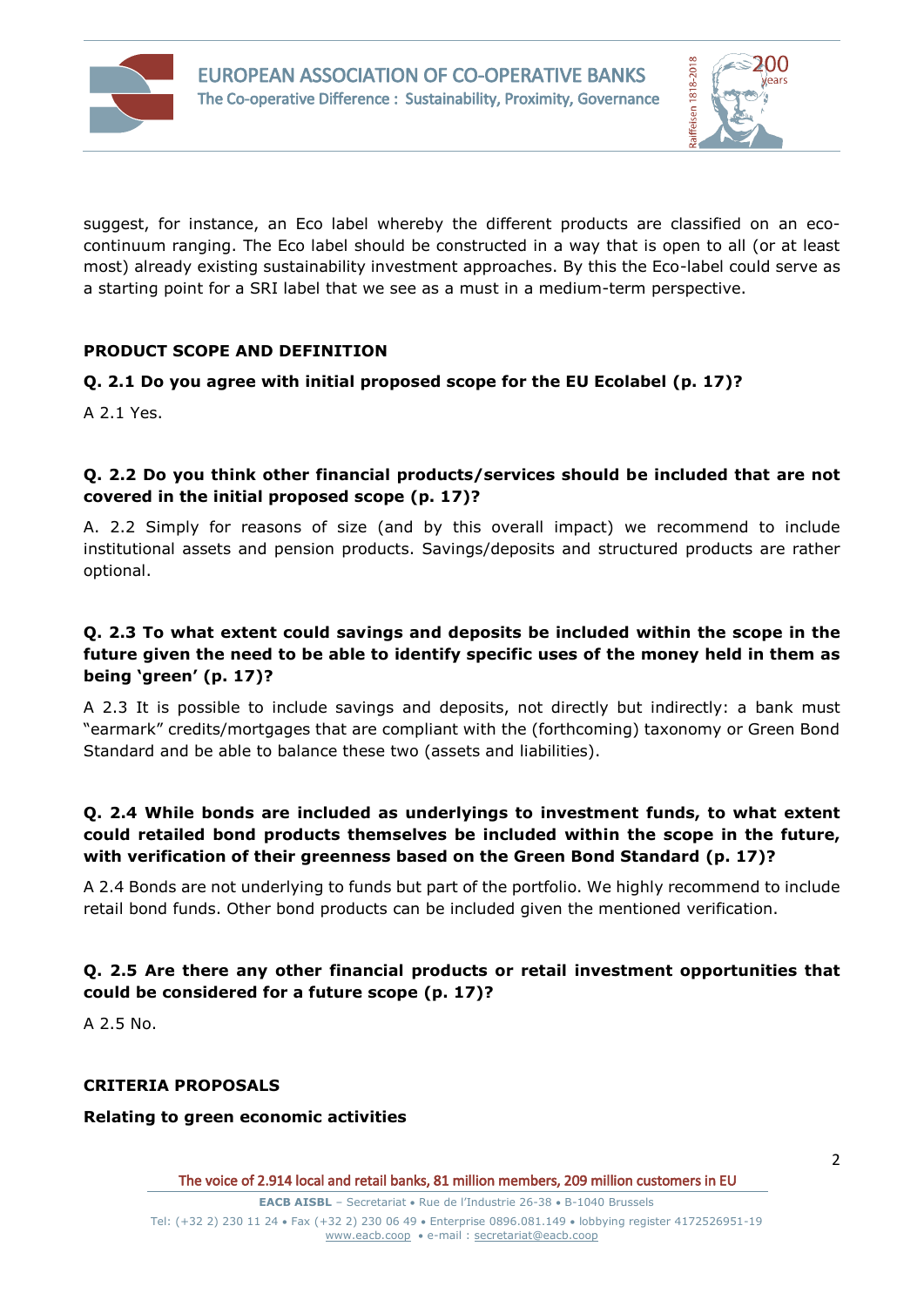suggest, for instance, an Eco label whereby the different products are classified on an eco-continuum ranging. The Eco label should be constructed in a way that is open to all (or at least most) already existing sustainability investment approaches. By this the Eco-label could serve as a starting point for a SRI label that we see as a must in a medium-term perspective.

## PRODUCT SCOPE AND DEFINITION

**Q. 2.1 Do you agree with initial proposed scope for the EU Ecolabel (p. 17)?**

A 2.1 Yes.

**Q. 2.2 Do you think other financial products/services should be included that are not covered in the initial proposed scope (p. 17)?**

A. 2.2 Simply for reasons of size (and by this overall impact) we recommend to include institutional assets and pension products. Savings/deposits and structured products are rather optional.

**Q. 2.3 To what extent could savings and deposits be included within the scope in the future given the need to be able to identify specific uses of the money held in them as being 'green' (p. 17)?**

A 2.3 It is possible to include savings and deposits, not directly but indirectly: a bank must "earmark" credits/mortgages that are compliant with the (forthcoming) taxonomy or Green Bond Standard and be able to balance these two (assets and liabilities).

**Q. 2.4 While bonds are included as underlyings to investment funds, to what extent could retailed bond products themselves be included within the scope in the future, with verification of their greenness based on the Green Bond Standard (p. 17)?**

A 2.4 Bonds are not underlying to funds but part of the portfolio. We highly recommend to include retail bond funds. Other bond products can be included given the mentioned verification.

**Q. 2.5 Are there any other financial products or retail investment opportunities that could be considered for a future scope (p. 17)?**

A 2.5 No.

## CRITERIA PROPOSALS

**Relating to green economic activities**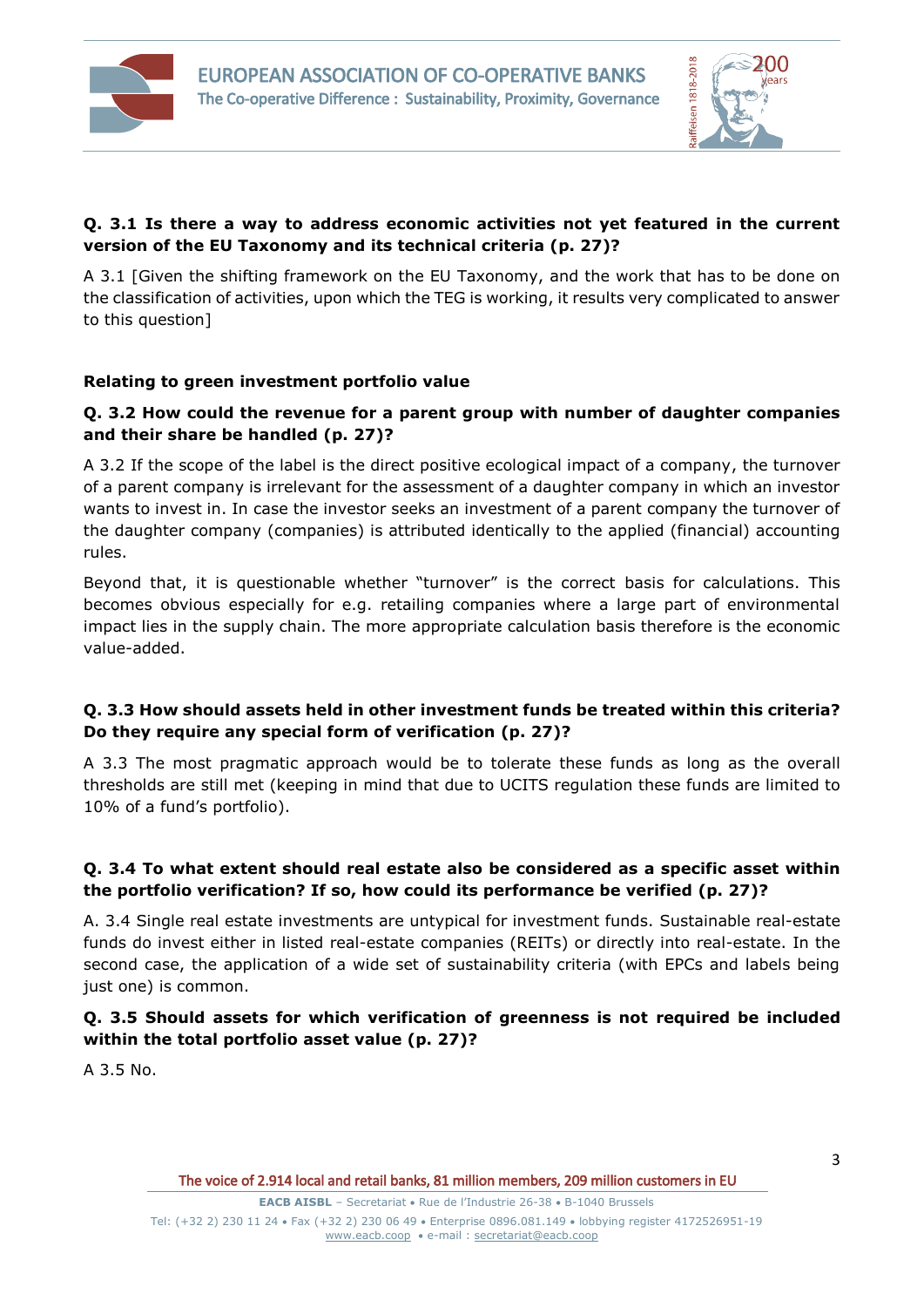**Q. 3.1 Is there a way to address economic activities not yet featured in the current version of the EU Taxonomy and its technical criteria (p. 27)?**

A 3.1 [Given the shifting framework on the EU Taxonomy, and the work that has to be done on the classification of activities, upon which the TEG is working, it results very complicated to answer to this question]

**Relating to green investment portfolio value**

**Q. 3.2 How could the revenue for a parent group with number of daughter companies and their share be handled (p. 27)?**

A 3.2 If the scope of the label is the direct positive ecological impact of a company, the turnover of a parent company is irrelevant for the assessment of a daughter company in which an investor wants to invest in. In case the investor seeks an investment of a parent company the turnover of the daughter company (companies) is attributed identically to the applied (financial) accounting rules.

Beyond that, it is questionable whether "turnover" is the correct basis for calculations. This becomes obvious especially for e.g. retailing companies where a large part of environmental impact lies in the supply chain. The more appropriate calculation basis therefore is the economic value-added.

**Q. 3.3 How should assets held in other investment funds be treated within this criteria? Do they require any special form of verification (p. 27)?**

A 3.3 The most pragmatic approach would be to tolerate these funds as long as the overall thresholds are still met (keeping in mind that due to UCITS regulation these funds are limited to 10% of a fund's portfolio).

**Q. 3.4 To what extent should real estate also be considered as a specific asset within the portfolio verification? If so, how could its performance be verified (p. 27)?**

A. 3.4 Single real estate investments are untypical for investment funds. Sustainable real-estate funds do invest either in listed real-estate companies (REITs) or directly into real-estate. In the second case, the application of a wide set of sustainability criteria (with EPCs and labels being just one) is common.

**Q. 3.5 Should assets for which verification of greenness is not required be included within the total portfolio asset value (p. 27)?**

A 3.5 No.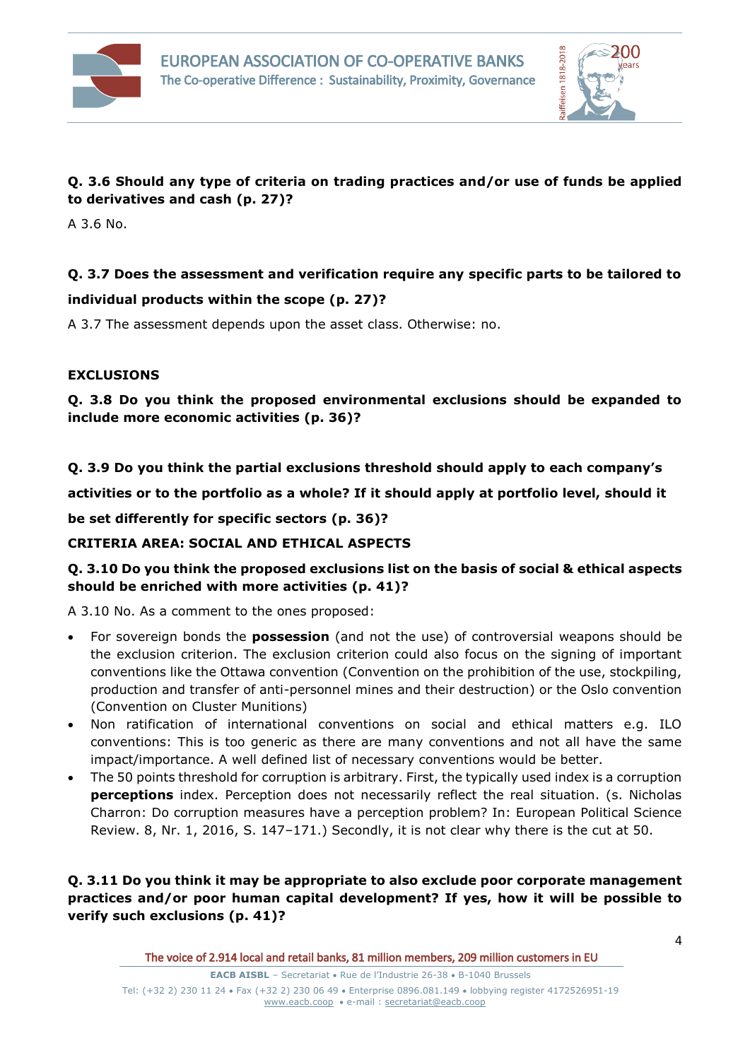**Q. 3.6 Should any type of criteria on trading practices and/or use of funds be applied to derivatives and cash (p. 27)?**

A 3.6 No.

**Q. 3.7 Does the assessment and verification require any specific parts to be tailored to individual products within the scope (p. 27)?**

A 3.7 The assessment depends upon the asset class. Otherwise: no.

**EXCLUSIONS**

**Q. 3.8 Do you think the proposed environmental exclusions should be expanded to include more economic activities (p. 36)?**

**Q. 3.9 Do you think the partial exclusions threshold should apply to each company's activities or to the portfolio as a whole? If it should apply at portfolio level, should it be set differently for specific sectors (p. 36)?**

**CRITERIA AREA: SOCIAL AND ETHICAL ASPECTS**

**Q. 3.10 Do you think the proposed exclusions list on the basis of social & ethical aspects should be enriched with more activities (p. 41)?**

A 3.10 No. As a comment to the ones proposed:

- For sovereign bonds the **possession** (and not the use) of controversial weapons should be the exclusion criterion. The exclusion criterion could also focus on the signing of important conventions like the Ottawa convention (Convention on the prohibition of the use, stockpiling, production and transfer of anti-personnel mines and their destruction) or the Oslo convention (Convention on Cluster Munitions)
- Non ratification of international conventions on social and ethical matters e.g. ILO conventions: This is too generic as there are many conventions and not all have the same impact/importance. A well defined list of necessary conventions would be better.
- The 50 points threshold for corruption is arbitrary. First, the typically used index is a corruption **perceptions** index. Perception does not necessarily reflect the real situation. (s. Nicholas Charron: Do corruption measures have a perception problem? In: European Political Science Review. 8, Nr. 1, 2016, S. 147–171.) Secondly, it is not clear why there is the cut at 50.

**Q. 3.11 Do you think it may be appropriate to also exclude poor corporate management practices and/or poor human capital development? If yes, how it will be possible to verify such exclusions (p. 41)?**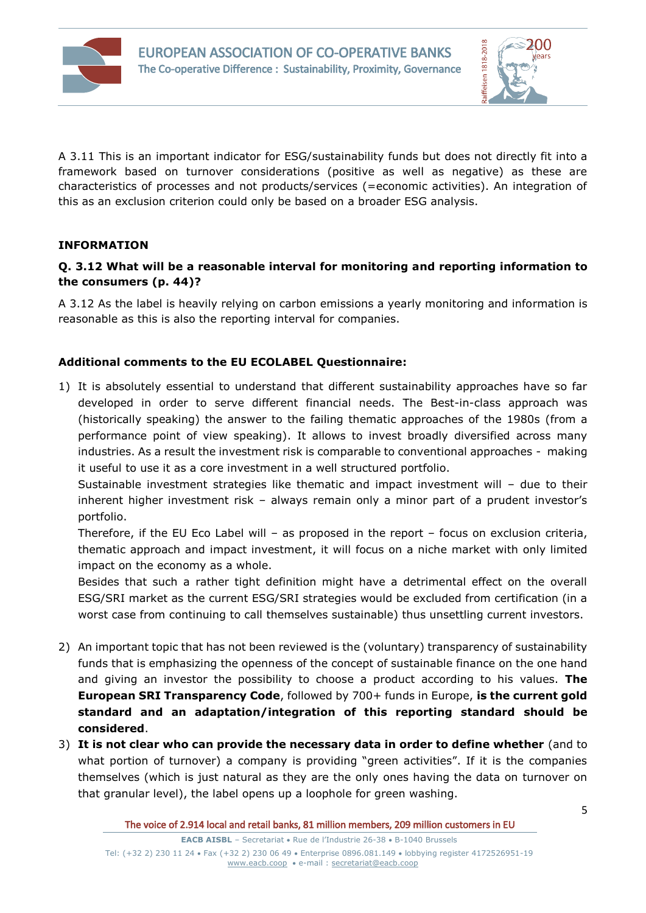A 3.11 This is an important indicator for ESG/sustainability funds but does not directly fit into a framework based on turnover considerations (positive as well as negative) as these are characteristics of processes and not products/services (=economic activities). An integration of this as an exclusion criterion could only be based on a broader ESG analysis.

**INFORMATION**

**Q. 3.12 What will be a reasonable interval for monitoring and reporting information to the consumers (p. 44)?**

A 3.12 As the label is heavily relying on carbon emissions a yearly monitoring and information is reasonable as this is also the reporting interval for companies.

**Additional comments to the EU ECOLABEL Questionnaire:**

1) It is absolutely essential to understand that different sustainability approaches have so far developed in order to serve different financial needs. The Best-in-class approach was (historically speaking) the answer to the failing thematic approaches of the 1980s (from a performance point of view speaking). It allows to invest broadly diversified across many industries. As a result the investment risk is comparable to conventional approaches - making it useful to use it as a core investment in a well structured portfolio.
   Sustainable investment strategies like thematic and impact investment will – due to their inherent higher investment risk – always remain only a minor part of a prudent investor's portfolio.
   Therefore, if the EU Eco Label will – as proposed in the report – focus on exclusion criteria, thematic approach and impact investment, it will focus on a niche market with only limited impact on the economy as a whole.
   Besides that such a rather tight definition might have a detrimental effect on the overall ESG/SRI market as the current ESG/SRI strategies would be excluded from certification (in a worst case from continuing to call themselves sustainable) thus unsettling current investors.

2) An important topic that has not been reviewed is the (voluntary) transparency of sustainability funds that is emphasizing the openness of the concept of sustainable finance on the one hand and giving an investor the possibility to choose a product according to his values. **The European SRI Transparency Code**, followed by 700+ funds in Europe, **is the current gold standard and an adaptation/integration of this reporting standard should be considered**.
3) **It is not clear who can provide the necessary data in order to define whether** (and to what portion of turnover) a company is providing "green activities". If it is the companies themselves (which is just natural as they are the only ones having the data on turnover on that granular level), the label opens up a loophole for green washing.